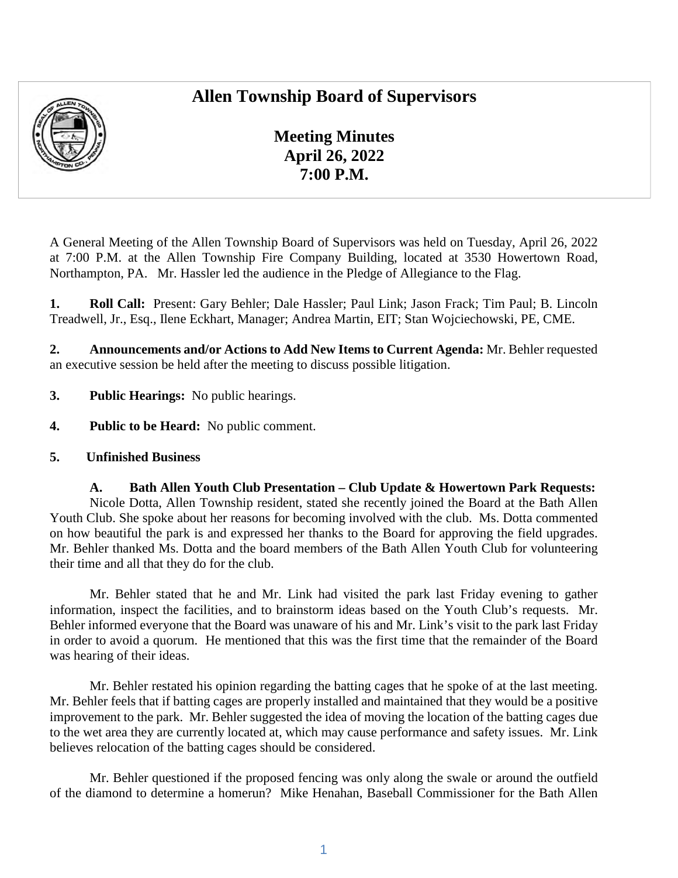# Allen Township Board of Supervisors

## Meeting Minutes
## April 26, 2022
## 7:00 P.M.

A General Meeting of the Allen Township Board of Supervisors was held on Tuesday, April 26, 2022 at 7:00 P.M. at the Allen Township Fire Company Building, located at 3530 Howertown Road, Northampton, PA. Mr. Hassler led the audience in the Pledge of Allegiance to the Flag.

**1. Roll Call:** Present: Gary Behler; Dale Hassler; Paul Link; Jason Frack; Tim Paul; B. Lincoln Treadwell, Jr., Esq., Ilene Eckhart, Manager; Andrea Martin, EIT; Stan Wojciechowski, PE, CME.

**2. Announcements and/or Actions to Add New Items to Current Agenda:** Mr. Behler requested an executive session be held after the meeting to discuss possible litigation.

**3. Public Hearings:** No public hearings.

**4. Public to be Heard:** No public comment.

**5. Unfinished Business**

**A. Bath Allen Youth Club Presentation – Club Update & Howertown Park Requests:** Nicole Dotta, Allen Township resident, stated she recently joined the Board at the Bath Allen Youth Club. She spoke about her reasons for becoming involved with the club. Ms. Dotta commented on how beautiful the park is and expressed her thanks to the Board for approving the field upgrades. Mr. Behler thanked Ms. Dotta and the board members of the Bath Allen Youth Club for volunteering their time and all that they do for the club.

Mr. Behler stated that he and Mr. Link had visited the park last Friday evening to gather information, inspect the facilities, and to brainstorm ideas based on the Youth Club's requests. Mr. Behler informed everyone that the Board was unaware of his and Mr. Link's visit to the park last Friday in order to avoid a quorum. He mentioned that this was the first time that the remainder of the Board was hearing of their ideas.

Mr. Behler restated his opinion regarding the batting cages that he spoke of at the last meeting. Mr. Behler feels that if batting cages are properly installed and maintained that they would be a positive improvement to the park. Mr. Behler suggested the idea of moving the location of the batting cages due to the wet area they are currently located at, which may cause performance and safety issues. Mr. Link believes relocation of the batting cages should be considered.

Mr. Behler questioned if the proposed fencing was only along the swale or around the outfield of the diamond to determine a homerun? Mike Henahan, Baseball Commissioner for the Bath Allen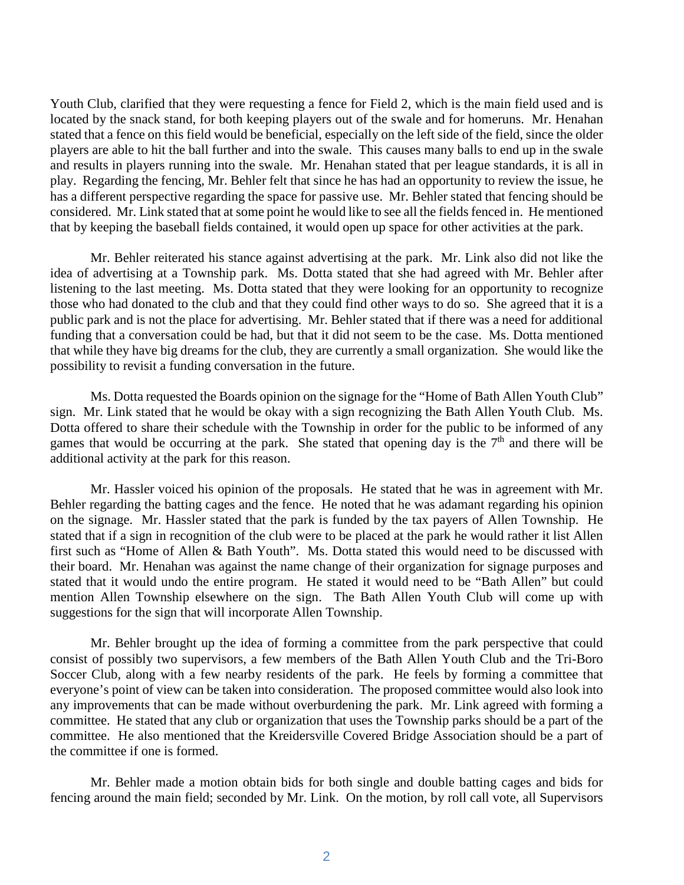Youth Club, clarified that they were requesting a fence for Field 2, which is the main field used and is located by the snack stand, for both keeping players out of the swale and for homeruns. Mr. Henahan stated that a fence on this field would be beneficial, especially on the left side of the field, since the older players are able to hit the ball further and into the swale. This causes many balls to end up in the swale and results in players running into the swale. Mr. Henahan stated that per league standards, it is all in play. Regarding the fencing, Mr. Behler felt that since he has had an opportunity to review the issue, he has a different perspective regarding the space for passive use. Mr. Behler stated that fencing should be considered. Mr. Link stated that at some point he would like to see all the fields fenced in. He mentioned that by keeping the baseball fields contained, it would open up space for other activities at the park.

Mr. Behler reiterated his stance against advertising at the park. Mr. Link also did not like the idea of advertising at a Township park. Ms. Dotta stated that she had agreed with Mr. Behler after listening to the last meeting. Ms. Dotta stated that they were looking for an opportunity to recognize those who had donated to the club and that they could find other ways to do so. She agreed that it is a public park and is not the place for advertising. Mr. Behler stated that if there was a need for additional funding that a conversation could be had, but that it did not seem to be the case. Ms. Dotta mentioned that while they have big dreams for the club, they are currently a small organization. She would like the possibility to revisit a funding conversation in the future.

Ms. Dotta requested the Boards opinion on the signage for the "Home of Bath Allen Youth Club" sign. Mr. Link stated that he would be okay with a sign recognizing the Bath Allen Youth Club. Ms. Dotta offered to share their schedule with the Township in order for the public to be informed of any games that would be occurring at the park. She stated that opening day is the 7th and there will be additional activity at the park for this reason.

Mr. Hassler voiced his opinion of the proposals. He stated that he was in agreement with Mr. Behler regarding the batting cages and the fence. He noted that he was adamant regarding his opinion on the signage. Mr. Hassler stated that the park is funded by the tax payers of Allen Township. He stated that if a sign in recognition of the club were to be placed at the park he would rather it list Allen first such as "Home of Allen & Bath Youth". Ms. Dotta stated this would need to be discussed with their board. Mr. Henahan was against the name change of their organization for signage purposes and stated that it would undo the entire program. He stated it would need to be "Bath Allen" but could mention Allen Township elsewhere on the sign. The Bath Allen Youth Club will come up with suggestions for the sign that will incorporate Allen Township.

Mr. Behler brought up the idea of forming a committee from the park perspective that could consist of possibly two supervisors, a few members of the Bath Allen Youth Club and the Tri-Boro Soccer Club, along with a few nearby residents of the park. He feels by forming a committee that everyone's point of view can be taken into consideration. The proposed committee would also look into any improvements that can be made without overburdening the park. Mr. Link agreed with forming a committee. He stated that any club or organization that uses the Township parks should be a part of the committee. He also mentioned that the Kreidersville Covered Bridge Association should be a part of the committee if one is formed.

Mr. Behler made a motion obtain bids for both single and double batting cages and bids for fencing around the main field; seconded by Mr. Link. On the motion, by roll call vote, all Supervisors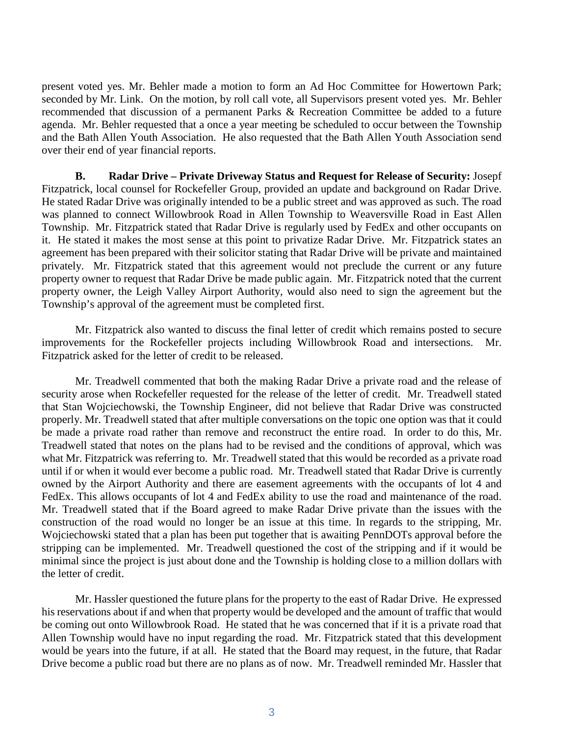present voted yes. Mr. Behler made a motion to form an Ad Hoc Committee for Howertown Park; seconded by Mr. Link. On the motion, by roll call vote, all Supervisors present voted yes. Mr. Behler recommended that discussion of a permanent Parks & Recreation Committee be added to a future agenda. Mr. Behler requested that a once a year meeting be scheduled to occur between the Township and the Bath Allen Youth Association. He also requested that the Bath Allen Youth Association send over their end of year financial reports.

**B. Radar Drive – Private Driveway Status and Request for Release of Security:** Josepf Fitzpatrick, local counsel for Rockefeller Group, provided an update and background on Radar Drive. He stated Radar Drive was originally intended to be a public street and was approved as such. The road was planned to connect Willowbrook Road in Allen Township to Weaversville Road in East Allen Township. Mr. Fitzpatrick stated that Radar Drive is regularly used by FedEx and other occupants on it. He stated it makes the most sense at this point to privatize Radar Drive. Mr. Fitzpatrick states an agreement has been prepared with their solicitor stating that Radar Drive will be private and maintained privately. Mr. Fitzpatrick stated that this agreement would not preclude the current or any future property owner to request that Radar Drive be made public again. Mr. Fitzpatrick noted that the current property owner, the Leigh Valley Airport Authority, would also need to sign the agreement but the Township's approval of the agreement must be completed first.

Mr. Fitzpatrick also wanted to discuss the final letter of credit which remains posted to secure improvements for the Rockefeller projects including Willowbrook Road and intersections. Mr. Fitzpatrick asked for the letter of credit to be released.

Mr. Treadwell commented that both the making Radar Drive a private road and the release of security arose when Rockefeller requested for the release of the letter of credit. Mr. Treadwell stated that Stan Wojciechowski, the Township Engineer, did not believe that Radar Drive was constructed properly. Mr. Treadwell stated that after multiple conversations on the topic one option was that it could be made a private road rather than remove and reconstruct the entire road. In order to do this, Mr. Treadwell stated that notes on the plans had to be revised and the conditions of approval, which was what Mr. Fitzpatrick was referring to. Mr. Treadwell stated that this would be recorded as a private road until if or when it would ever become a public road. Mr. Treadwell stated that Radar Drive is currently owned by the Airport Authority and there are easement agreements with the occupants of lot 4 and FedEx. This allows occupants of lot 4 and FedEx ability to use the road and maintenance of the road. Mr. Treadwell stated that if the Board agreed to make Radar Drive private than the issues with the construction of the road would no longer be an issue at this time. In regards to the stripping, Mr. Wojciechowski stated that a plan has been put together that is awaiting PennDOTs approval before the stripping can be implemented. Mr. Treadwell questioned the cost of the stripping and if it would be minimal since the project is just about done and the Township is holding close to a million dollars with the letter of credit.

Mr. Hassler questioned the future plans for the property to the east of Radar Drive. He expressed his reservations about if and when that property would be developed and the amount of traffic that would be coming out onto Willowbrook Road. He stated that he was concerned that if it is a private road that Allen Township would have no input regarding the road. Mr. Fitzpatrick stated that this development would be years into the future, if at all. He stated that the Board may request, in the future, that Radar Drive become a public road but there are no plans as of now. Mr. Treadwell reminded Mr. Hassler that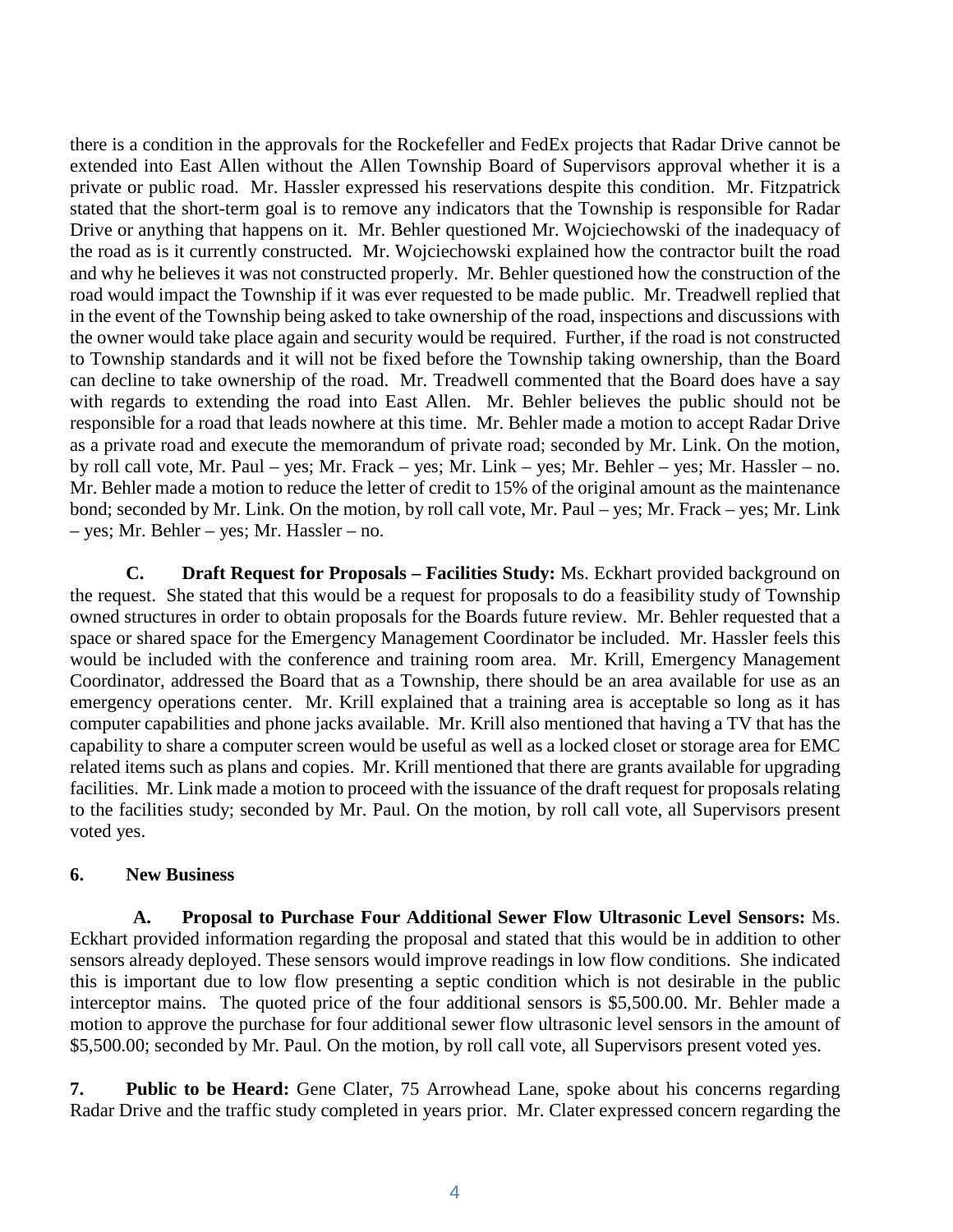there is a condition in the approvals for the Rockefeller and FedEx projects that Radar Drive cannot be extended into East Allen without the Allen Township Board of Supervisors approval whether it is a private or public road. Mr. Hassler expressed his reservations despite this condition. Mr. Fitzpatrick stated that the short-term goal is to remove any indicators that the Township is responsible for Radar Drive or anything that happens on it. Mr. Behler questioned Mr. Wojciechowski of the inadequacy of the road as is it currently constructed. Mr. Wojciechowski explained how the contractor built the road and why he believes it was not constructed properly. Mr. Behler questioned how the construction of the road would impact the Township if it was ever requested to be made public. Mr. Treadwell replied that in the event of the Township being asked to take ownership of the road, inspections and discussions with the owner would take place again and security would be required. Further, if the road is not constructed to Township standards and it will not be fixed before the Township taking ownership, than the Board can decline to take ownership of the road. Mr. Treadwell commented that the Board does have a say with regards to extending the road into East Allen. Mr. Behler believes the public should not be responsible for a road that leads nowhere at this time. Mr. Behler made a motion to accept Radar Drive as a private road and execute the memorandum of private road; seconded by Mr. Link. On the motion, by roll call vote, Mr. Paul – yes; Mr. Frack – yes; Mr. Link – yes; Mr. Behler – yes; Mr. Hassler – no. Mr. Behler made a motion to reduce the letter of credit to 15% of the original amount as the maintenance bond; seconded by Mr. Link. On the motion, by roll call vote, Mr. Paul – yes; Mr. Frack – yes; Mr. Link – yes; Mr. Behler – yes; Mr. Hassler – no.

**C. Draft Request for Proposals – Facilities Study:** Ms. Eckhart provided background on the request. She stated that this would be a request for proposals to do a feasibility study of Township owned structures in order to obtain proposals for the Boards future review. Mr. Behler requested that a space or shared space for the Emergency Management Coordinator be included. Mr. Hassler feels this would be included with the conference and training room area. Mr. Krill, Emergency Management Coordinator, addressed the Board that as a Township, there should be an area available for use as an emergency operations center. Mr. Krill explained that a training area is acceptable so long as it has computer capabilities and phone jacks available. Mr. Krill also mentioned that having a TV that has the capability to share a computer screen would be useful as well as a locked closet or storage area for EMC related items such as plans and copies. Mr. Krill mentioned that there are grants available for upgrading facilities. Mr. Link made a motion to proceed with the issuance of the draft request for proposals relating to the facilities study; seconded by Mr. Paul. On the motion, by roll call vote, all Supervisors present voted yes.

**6. New Business**

**A. Proposal to Purchase Four Additional Sewer Flow Ultrasonic Level Sensors:** Ms. Eckhart provided information regarding the proposal and stated that this would be in addition to other sensors already deployed. These sensors would improve readings in low flow conditions. She indicated this is important due to low flow presenting a septic condition which is not desirable in the public interceptor mains. The quoted price of the four additional sensors is $5,500.00. Mr. Behler made a motion to approve the purchase for four additional sewer flow ultrasonic level sensors in the amount of $5,500.00; seconded by Mr. Paul. On the motion, by roll call vote, all Supervisors present voted yes.

**7. Public to be Heard:** Gene Clater, 75 Arrowhead Lane, spoke about his concerns regarding Radar Drive and the traffic study completed in years prior. Mr. Clater expressed concern regarding the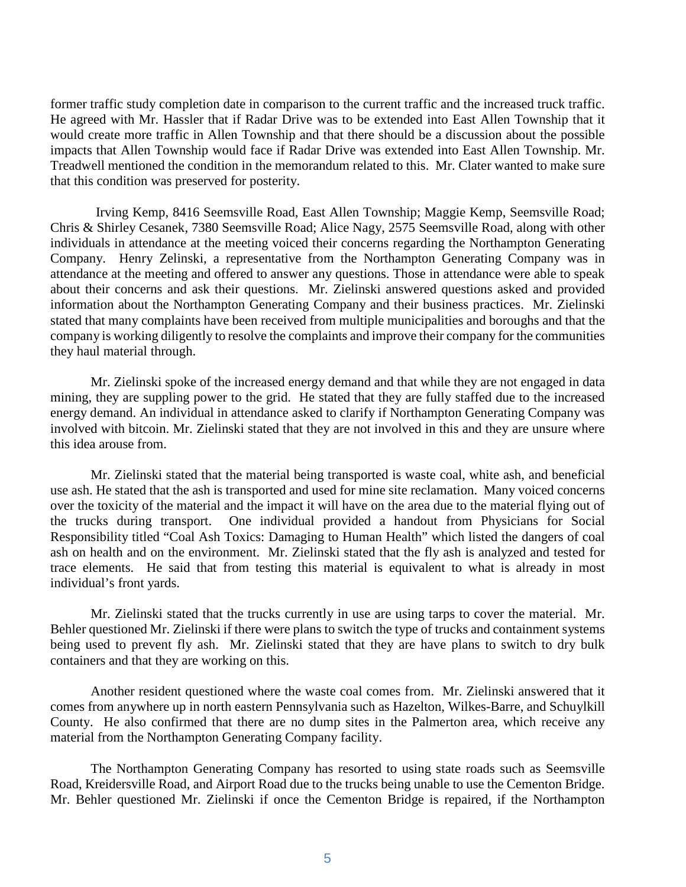former traffic study completion date in comparison to the current traffic and the increased truck traffic. He agreed with Mr. Hassler that if Radar Drive was to be extended into East Allen Township that it would create more traffic in Allen Township and that there should be a discussion about the possible impacts that Allen Township would face if Radar Drive was extended into East Allen Township. Mr. Treadwell mentioned the condition in the memorandum related to this. Mr. Clater wanted to make sure that this condition was preserved for posterity.

Irving Kemp, 8416 Seemsville Road, East Allen Township; Maggie Kemp, Seemsville Road; Chris & Shirley Cesanek, 7380 Seemsville Road; Alice Nagy, 2575 Seemsville Road, along with other individuals in attendance at the meeting voiced their concerns regarding the Northampton Generating Company. Henry Zelinski, a representative from the Northampton Generating Company was in attendance at the meeting and offered to answer any questions. Those in attendance were able to speak about their concerns and ask their questions. Mr. Zielinski answered questions asked and provided information about the Northampton Generating Company and their business practices. Mr. Zielinski stated that many complaints have been received from multiple municipalities and boroughs and that the company is working diligently to resolve the complaints and improve their company for the communities they haul material through.

Mr. Zielinski spoke of the increased energy demand and that while they are not engaged in data mining, they are suppling power to the grid. He stated that they are fully staffed due to the increased energy demand. An individual in attendance asked to clarify if Northampton Generating Company was involved with bitcoin. Mr. Zielinski stated that they are not involved in this and they are unsure where this idea arouse from.

Mr. Zielinski stated that the material being transported is waste coal, white ash, and beneficial use ash. He stated that the ash is transported and used for mine site reclamation. Many voiced concerns over the toxicity of the material and the impact it will have on the area due to the material flying out of the trucks during transport. One individual provided a handout from Physicians for Social Responsibility titled "Coal Ash Toxics: Damaging to Human Health" which listed the dangers of coal ash on health and on the environment. Mr. Zielinski stated that the fly ash is analyzed and tested for trace elements. He said that from testing this material is equivalent to what is already in most individual's front yards.

Mr. Zielinski stated that the trucks currently in use are using tarps to cover the material. Mr. Behler questioned Mr. Zielinski if there were plans to switch the type of trucks and containment systems being used to prevent fly ash. Mr. Zielinski stated that they are have plans to switch to dry bulk containers and that they are working on this.

Another resident questioned where the waste coal comes from. Mr. Zielinski answered that it comes from anywhere up in north eastern Pennsylvania such as Hazelton, Wilkes-Barre, and Schuylkill County. He also confirmed that there are no dump sites in the Palmerton area, which receive any material from the Northampton Generating Company facility.

The Northampton Generating Company has resorted to using state roads such as Seemsville Road, Kreidersville Road, and Airport Road due to the trucks being unable to use the Cementon Bridge. Mr. Behler questioned Mr. Zielinski if once the Cementon Bridge is repaired, if the Northampton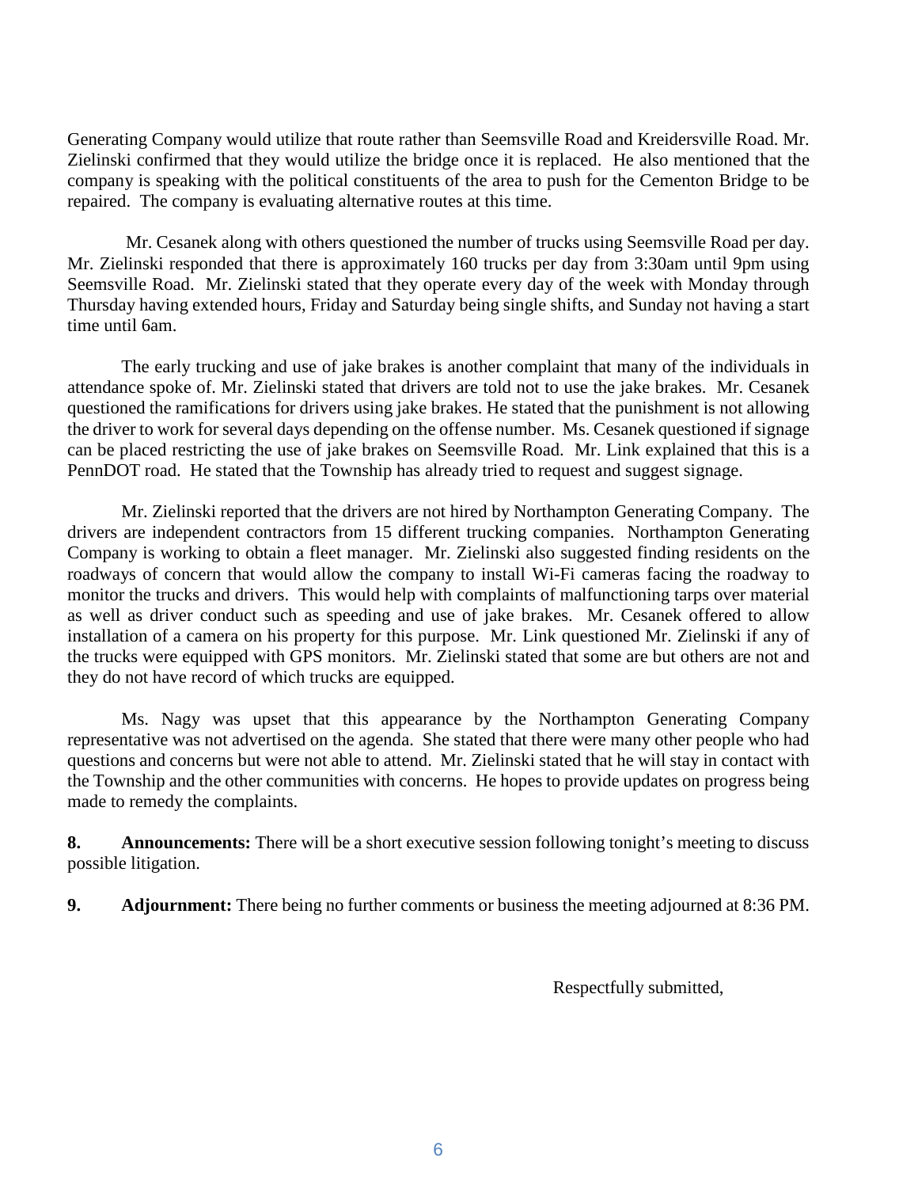Generating Company would utilize that route rather than Seemsville Road and Kreidersville Road. Mr. Zielinski confirmed that they would utilize the bridge once it is replaced. He also mentioned that the company is speaking with the political constituents of the area to push for the Cementon Bridge to be repaired. The company is evaluating alternative routes at this time.

Mr. Cesanek along with others questioned the number of trucks using Seemsville Road per day. Mr. Zielinski responded that there is approximately 160 trucks per day from 3:30am until 9pm using Seemsville Road. Mr. Zielinski stated that they operate every day of the week with Monday through Thursday having extended hours, Friday and Saturday being single shifts, and Sunday not having a start time until 6am.

The early trucking and use of jake brakes is another complaint that many of the individuals in attendance spoke of. Mr. Zielinski stated that drivers are told not to use the jake brakes. Mr. Cesanek questioned the ramifications for drivers using jake brakes. He stated that the punishment is not allowing the driver to work for several days depending on the offense number. Ms. Cesanek questioned if signage can be placed restricting the use of jake brakes on Seemsville Road. Mr. Link explained that this is a PennDOT road. He stated that the Township has already tried to request and suggest signage.

Mr. Zielinski reported that the drivers are not hired by Northampton Generating Company. The drivers are independent contractors from 15 different trucking companies. Northampton Generating Company is working to obtain a fleet manager. Mr. Zielinski also suggested finding residents on the roadways of concern that would allow the company to install Wi-Fi cameras facing the roadway to monitor the trucks and drivers. This would help with complaints of malfunctioning tarps over material as well as driver conduct such as speeding and use of jake brakes. Mr. Cesanek offered to allow installation of a camera on his property for this purpose. Mr. Link questioned Mr. Zielinski if any of the trucks were equipped with GPS monitors. Mr. Zielinski stated that some are but others are not and they do not have record of which trucks are equipped.

Ms. Nagy was upset that this appearance by the Northampton Generating Company representative was not advertised on the agenda. She stated that there were many other people who had questions and concerns but were not able to attend. Mr. Zielinski stated that he will stay in contact with the Township and the other communities with concerns. He hopes to provide updates on progress being made to remedy the complaints.

**8. Announcements:** There will be a short executive session following tonight's meeting to discuss possible litigation.

**9. Adjournment:** There being no further comments or business the meeting adjourned at 8:36 PM.

Respectfully submitted,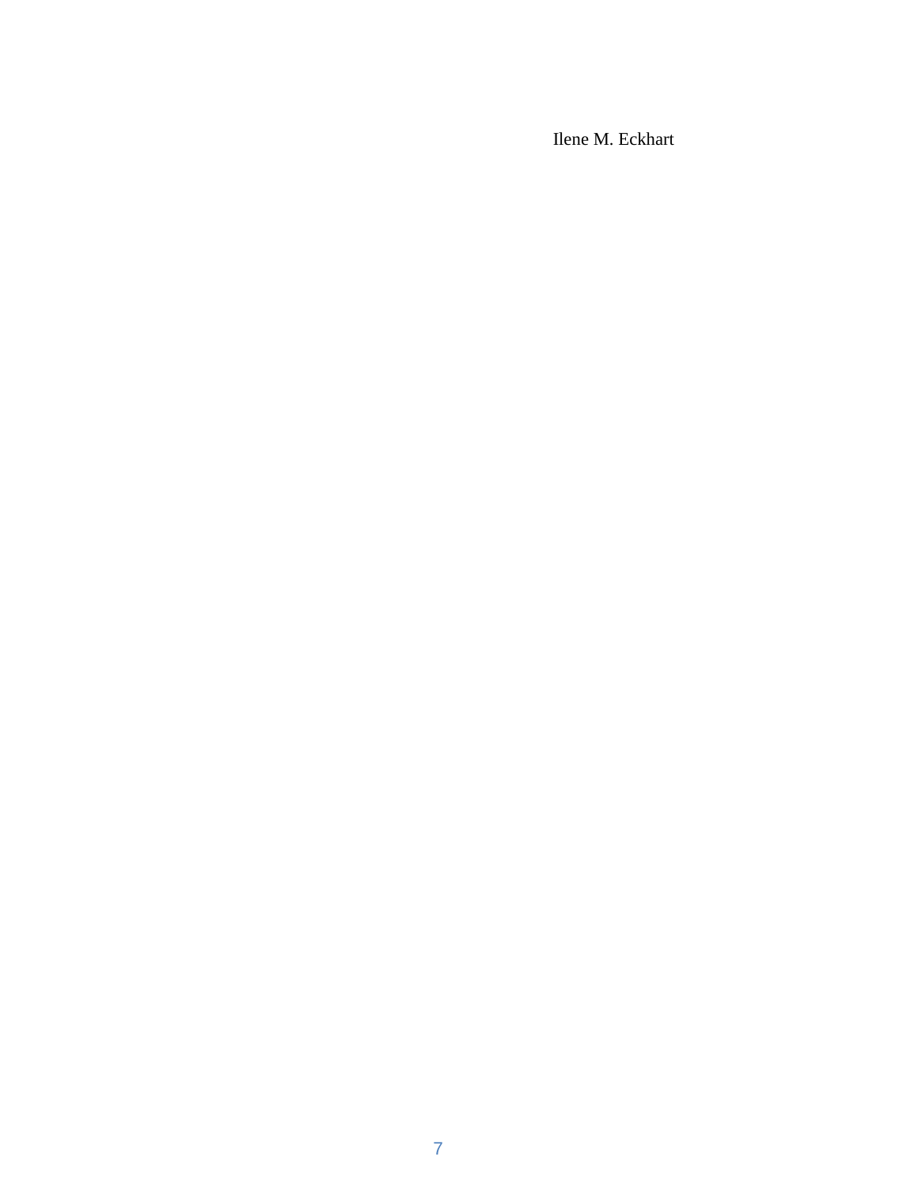Ilene M. Eckhart